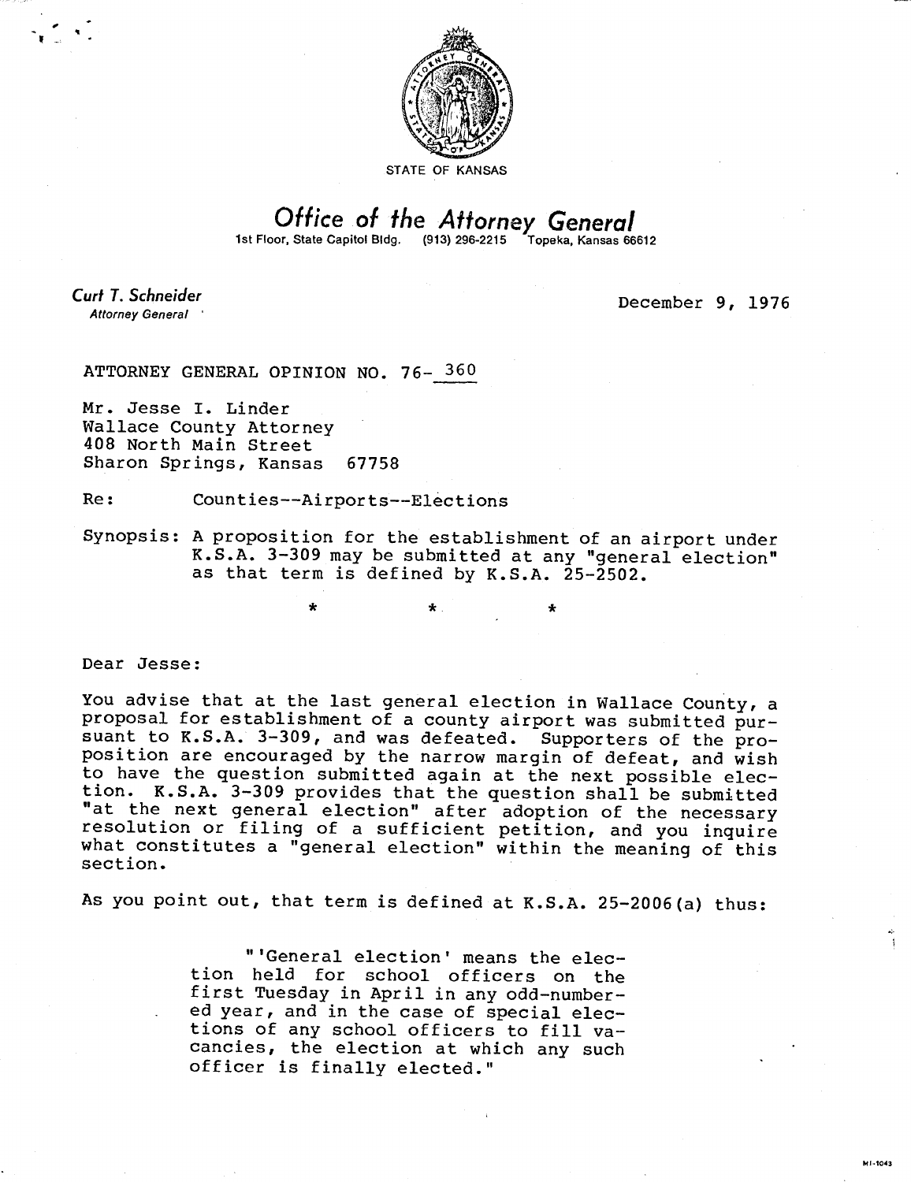STATE OF KANSAS

# Office of the Attorney General

1st Floor, State Capitol Bldg. (913) 296-2215 Topeka, Kansas 66612

*Curt T. Schneider*
*Attorney General*

December 9, 1976

ATTORNEY GENERAL OPINION NO. 76-360

Mr. Jesse I. Linder
Wallace County Attorney
408 North Main Street
Sharon Springs, Kansas 67758

Re: Counties--Airports--Elections

Synopsis: A proposition for the establishment of an airport under K.S.A. 3-309 may be submitted at any "general election" as that term is defined by K.S.A. 25-2502.

\* \* \*

Dear Jesse:

You advise that at the last general election in Wallace County, a proposal for establishment of a county airport was submitted pursuant to K.S.A. 3-309, and was defeated. Supporters of the proposition are encouraged by the narrow margin of defeat, and wish to have the question submitted again at the next possible election. K.S.A. 3-309 provides that the question shall be submitted "at the next general election" after adoption of the necessary resolution or filing of a sufficient petition, and you inquire what constitutes a "general election" within the meaning of this section.

As you point out, that term is defined at K.S.A. 25-2006(a) thus:

> "'General election' means the election held for school officers on the first Tuesday in April in any odd-numbered year, and in the case of special elections of any school officers to fill vacancies, the election at which any such officer is finally elected."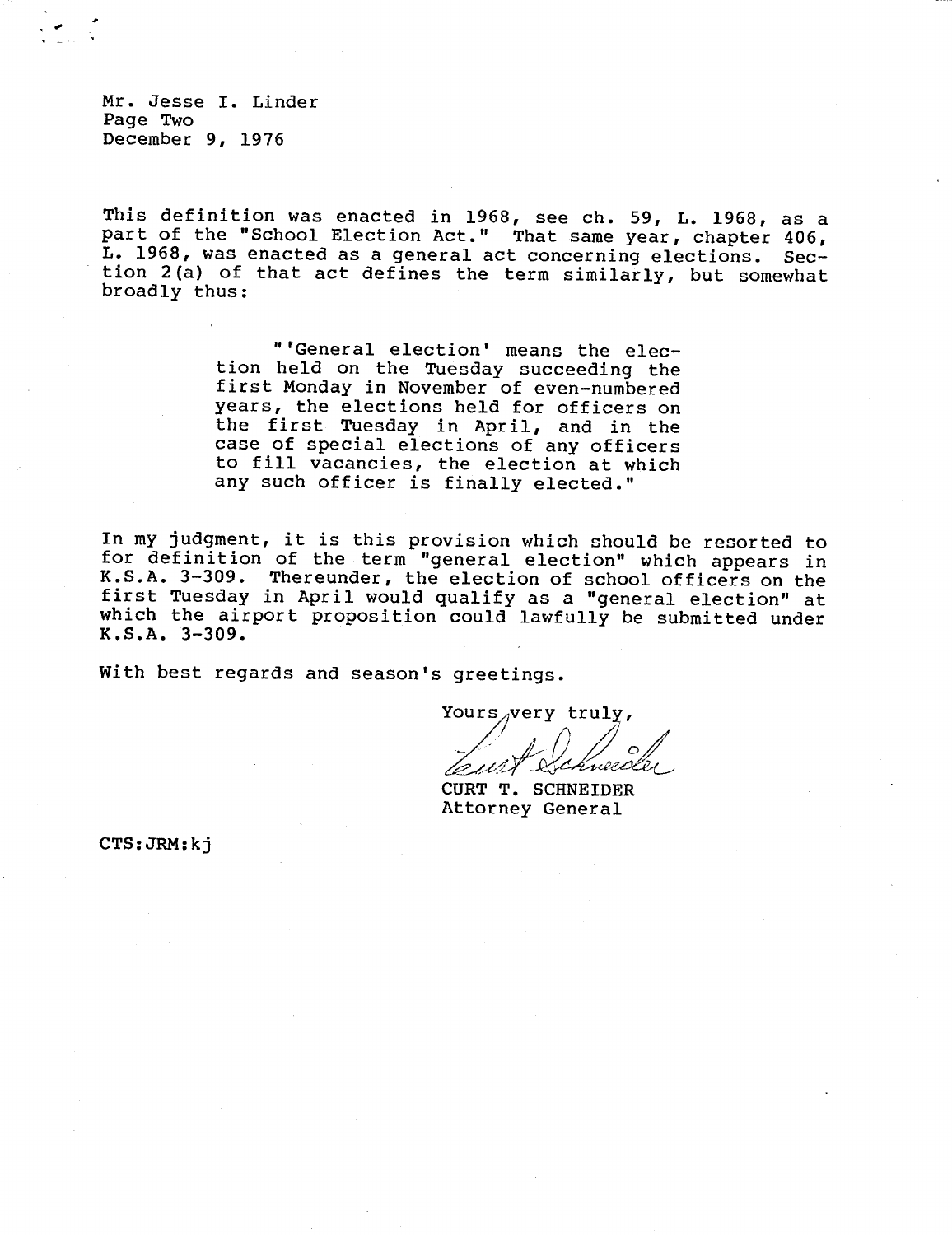Mr. Jesse I. Linder
Page Two
December 9, 1976

This definition was enacted in 1968, see ch. 59, L. 1968, as a part of the "School Election Act." That same year, chapter 406, L. 1968, was enacted as a general act concerning elections. Section 2(a) of that act defines the term similarly, but somewhat broadly thus:

> "'General election' means the election held on the Tuesday succeeding the first Monday in November of even-numbered years, the elections held for officers on the first Tuesday in April, and in the case of special elections of any officers to fill vacancies, the election at which any such officer is finally elected."

In my judgment, it is this provision which should be resorted to for definition of the term "general election" which appears in K.S.A. 3-309. Thereunder, the election of school officers on the first Tuesday in April would qualify as a "general election" at which the airport proposition could lawfully be submitted under K.S.A. 3-309.

With best regards and season's greetings.

Yours very truly,

CURT T. SCHNEIDER
Attorney General

CTS:JRM:kj